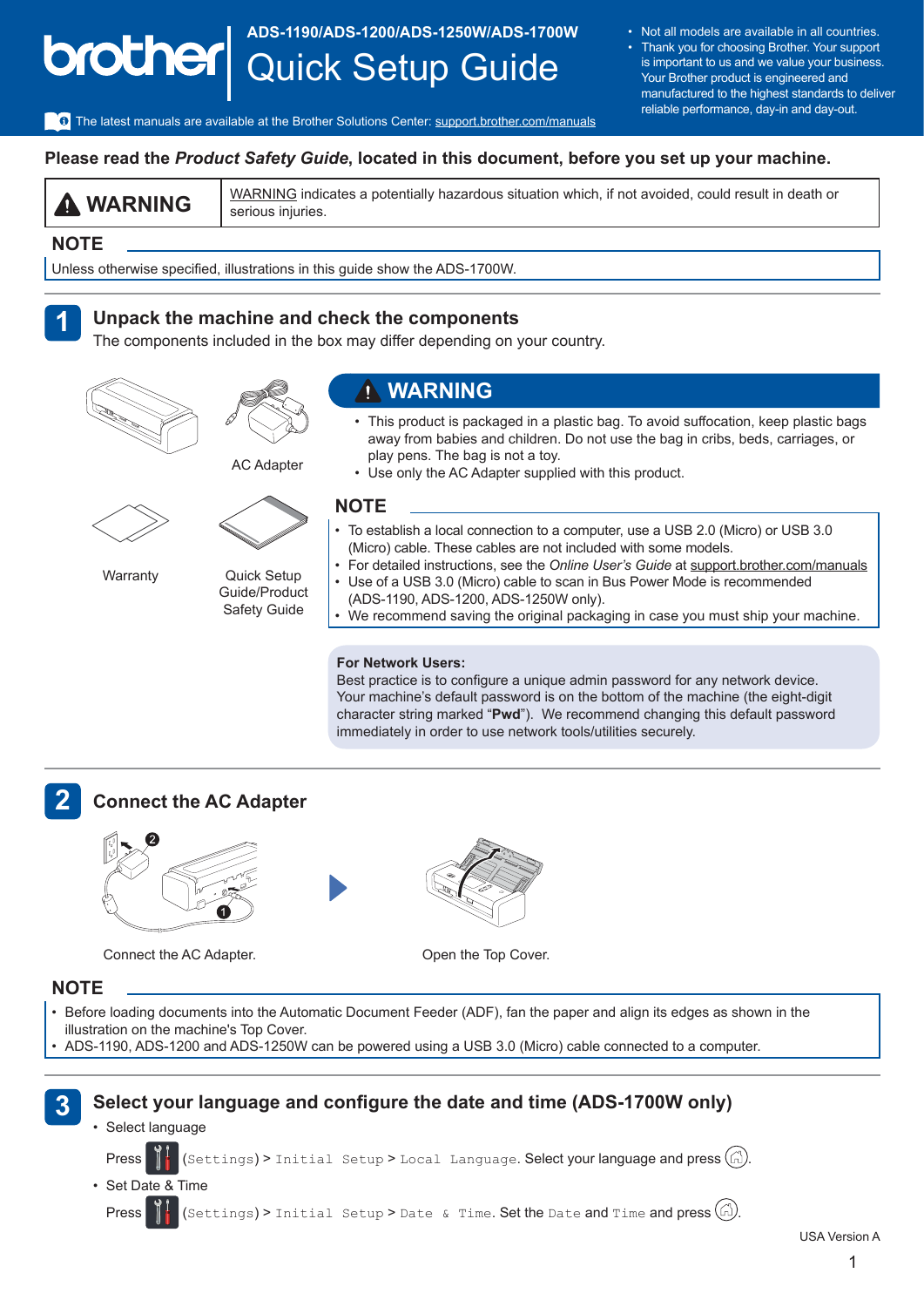brother

# ADS-1190/ADS-1200/ADS-1250W/ADS-1700W Quick Setup Guide

- Not all models are available in all countries.
- Thank you for choosing Brother. Your support is important to us and we value your business. Your Brother product is engineered and manufactured to the highest standards to deliver reliable performance, day-in and day-out.

The latest manuals are available at the Brother Solutions Center: support.brother.com/manuals

**Please read the *Product Safety Guide*, located in this document, before you set up your machine.**

| ⚠ WARNING | WARNING indicates a potentially hazardous situation which, if not avoided, could result in death or serious injuries. |
|---|---|

**NOTE**

Unless otherwise specified, illustrations in this guide show the ADS-1700W.

## 1 Unpack the machine and check the components

The components included in the box may differ depending on your country.

AC Adapter

Warranty

Quick Setup Guide/Product Safety Guide

**⚠ WARNING**

- This product is packaged in a plastic bag. To avoid suffocation, keep plastic bags away from babies and children. Do not use the bag in cribs, beds, carriages, or play pens. The bag is not a toy.
- Use only the AC Adapter supplied with this product.

**NOTE**

- To establish a local connection to a computer, use a USB 2.0 (Micro) or USB 3.0 (Micro) cable. These cables are not included with some models.
- For detailed instructions, see the *Online User's Guide* at support.brother.com/manuals
- Use of a USB 3.0 (Micro) cable to scan in Bus Power Mode is recommended (ADS-1190, ADS-1200, ADS-1250W only).
- We recommend saving the original packaging in case you must ship your machine.

**For Network Users:**
Best practice is to configure a unique admin password for any network device. Your machine's default password is on the bottom of the machine (the eight-digit character string marked "**Pwd**"). We recommend changing this default password immediately in order to use network tools/utilities securely.

## 2 Connect the AC Adapter

Connect the AC Adapter.

Open the Top Cover.

**NOTE**

- Before loading documents into the Automatic Document Feeder (ADF), fan the paper and align its edges as shown in the illustration on the machine's Top Cover.
- ADS-1190, ADS-1200 and ADS-1250W can be powered using a USB 3.0 (Micro) cable connected to a computer.

## 3 Select your language and configure the date and time (ADS-1700W only)

- Select language

  Press (Settings) > Initial Setup > Local Language. Select your language and press (Home).

- Set Date & Time

  Press (Settings) > Initial Setup > Date & Time. Set the Date and Time and press (Home).

USA Version A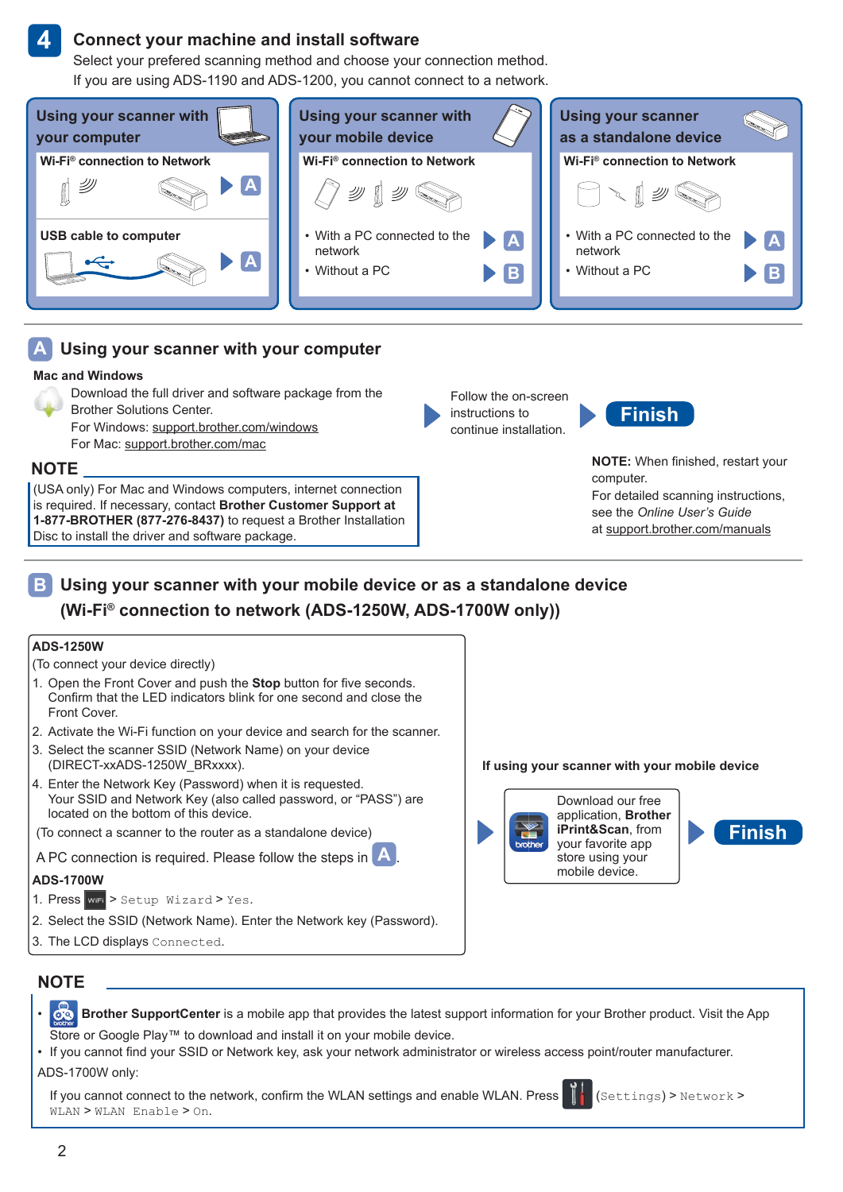# 4 Connect your machine and install software

Select your prefered scanning method and choose your connection method.

If you are using ADS-1190 and ADS-1200, you cannot connect to a network.

### Using your scanner with your computer

**Wi-Fi® connection to Network** ▶ A

**USB cable to computer** ▶ A

### Using your scanner with your mobile device

**Wi-Fi® connection to Network**

- With a PC connected to the network ▶ A
- Without a PC ▶ B

### Using your scanner as a standalone device

**Wi-Fi® connection to Network**

- With a PC connected to the network ▶ A
- Without a PC ▶ B

## A Using your scanner with your computer

**Mac and Windows**

Download the full driver and software package from the Brother Solutions Center.
For Windows: support.brother.com/windows
For Mac: support.brother.com/mac

▶ Follow the on-screen instructions to continue installation. ▶ **Finish**

**NOTE**

(USA only) For Mac and Windows computers, internet connection is required. If necessary, contact **Brother Customer Support at 1-877-BROTHER (877-276-8437)** to request a Brother Installation Disc to install the driver and software package.

**NOTE:** When finished, restart your computer.
For detailed scanning instructions, see the *Online User's Guide* at support.brother.com/manuals

## B Using your scanner with your mobile device or as a standalone device (Wi-Fi® connection to network (ADS-1250W, ADS-1700W only))

**ADS-1250W**

(To connect your device directly)

1. Open the Front Cover and push the **Stop** button for five seconds. Confirm that the LED indicators blink for one second and close the Front Cover.
2. Activate the Wi-Fi function on your device and search for the scanner.
3. Select the scanner SSID (Network Name) on your device (DIRECT-xxADS-1250W_BRxxxx).
4. Enter the Network Key (Password) when it is requested. Your SSID and Network Key (also called password, or "PASS") are located on the bottom of this device.

(To connect a scanner to the router as a standalone device)

A PC connection is required. Please follow the steps in A.

**ADS-1700W**

1. Press WiFi > `Setup Wizard` > `Yes`.
2. Select the SSID (Network Name). Enter the Network key (Password).
3. The LCD displays `Connected`.

**If using your scanner with your mobile device**

▶ Download our free application, **Brother iPrint&Scan**, from your favorite app store using your mobile device. ▶ **Finish**

**NOTE**

- **Brother SupportCenter** is a mobile app that provides the latest support information for your Brother product. Visit the App Store or Google Play™ to download and install it on your mobile device.
- If you cannot find your SSID or Network key, ask your network administrator or wireless access point/router manufacturer.

ADS-1700W only:

If you cannot connect to the network, confirm the WLAN settings and enable WLAN. Press (`Settings`) > `Network` > `WLAN` > `WLAN Enable` > `On`.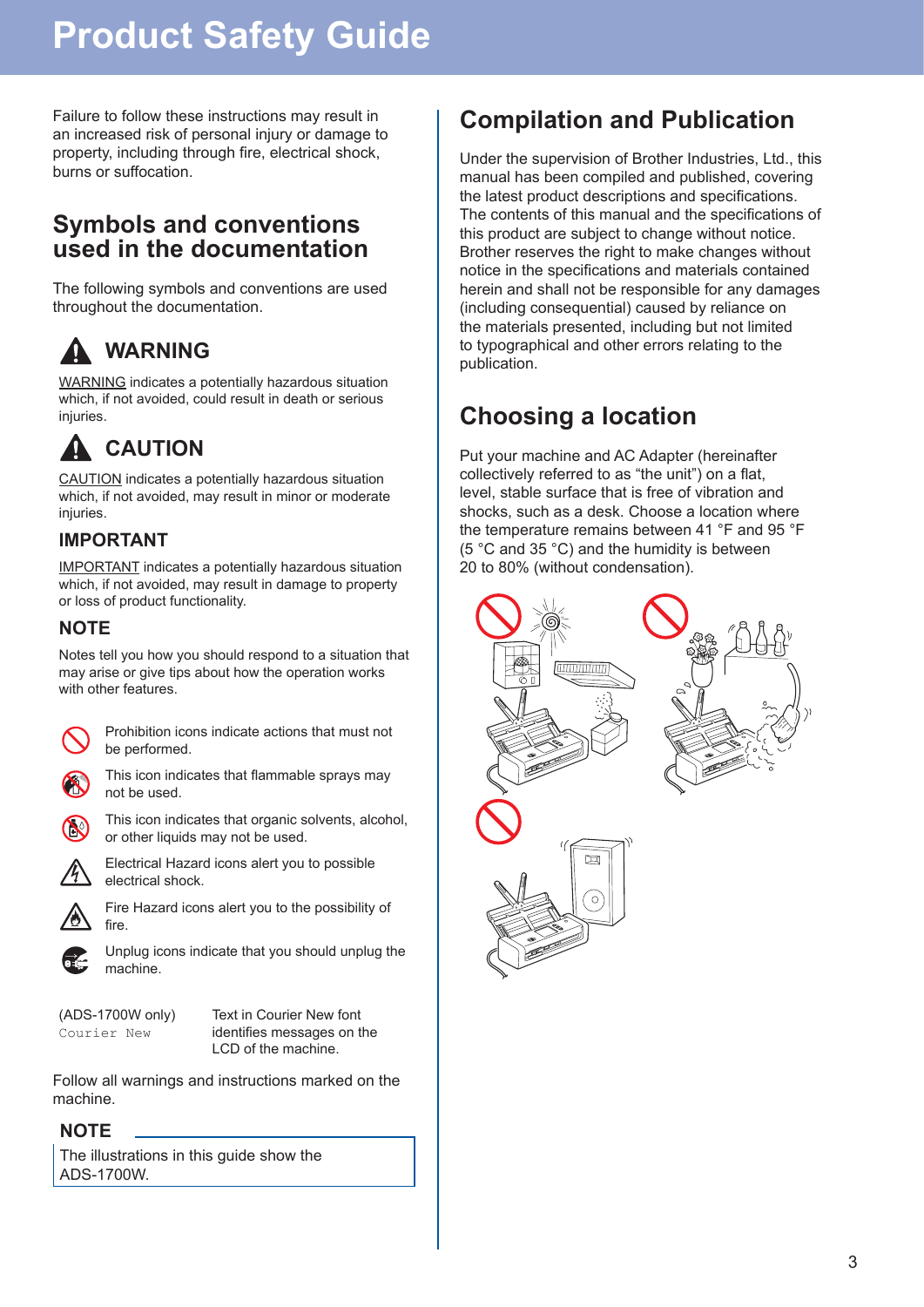# Product Safety Guide

Failure to follow these instructions may result in an increased risk of personal injury or damage to property, including through fire, electrical shock, burns or suffocation.

## Symbols and conventions used in the documentation

The following symbols and conventions are used throughout the documentation.

### WARNING

WARNING indicates a potentially hazardous situation which, if not avoided, could result in death or serious injuries.

### CAUTION

CAUTION indicates a potentially hazardous situation which, if not avoided, may result in minor or moderate injuries.

### IMPORTANT

IMPORTANT indicates a potentially hazardous situation which, if not avoided, may result in damage to property or loss of product functionality.

### NOTE

Notes tell you how you should respond to a situation that may arise or give tips about how the operation works with other features.

- Prohibition icons indicate actions that must not be performed.
- This icon indicates that flammable sprays may not be used.
- This icon indicates that organic solvents, alcohol, or other liquids may not be used.
- Electrical Hazard icons alert you to possible electrical shock.
- Fire Hazard icons alert you to the possibility of fire.
- Unplug icons indicate that you should unplug the machine.

| (ADS-1700W only) `Courier New` | Text in Courier New font identifies messages on the LCD of the machine. |
|---|---|

Follow all warnings and instructions marked on the machine.

**NOTE**

The illustrations in this guide show the ADS-1700W.

## Compilation and Publication

Under the supervision of Brother Industries, Ltd., this manual has been compiled and published, covering the latest product descriptions and specifications. The contents of this manual and the specifications of this product are subject to change without notice. Brother reserves the right to make changes without notice in the specifications and materials contained herein and shall not be responsible for any damages (including consequential) caused by reliance on the materials presented, including but not limited to typographical and other errors relating to the publication.

## Choosing a location

Put your machine and AC Adapter (hereinafter collectively referred to as "the unit") on a flat, level, stable surface that is free of vibration and shocks, such as a desk. Choose a location where the temperature remains between 41 °F and 95 °F (5 °C and 35 °C) and the humidity is between 20 to 80% (without condensation).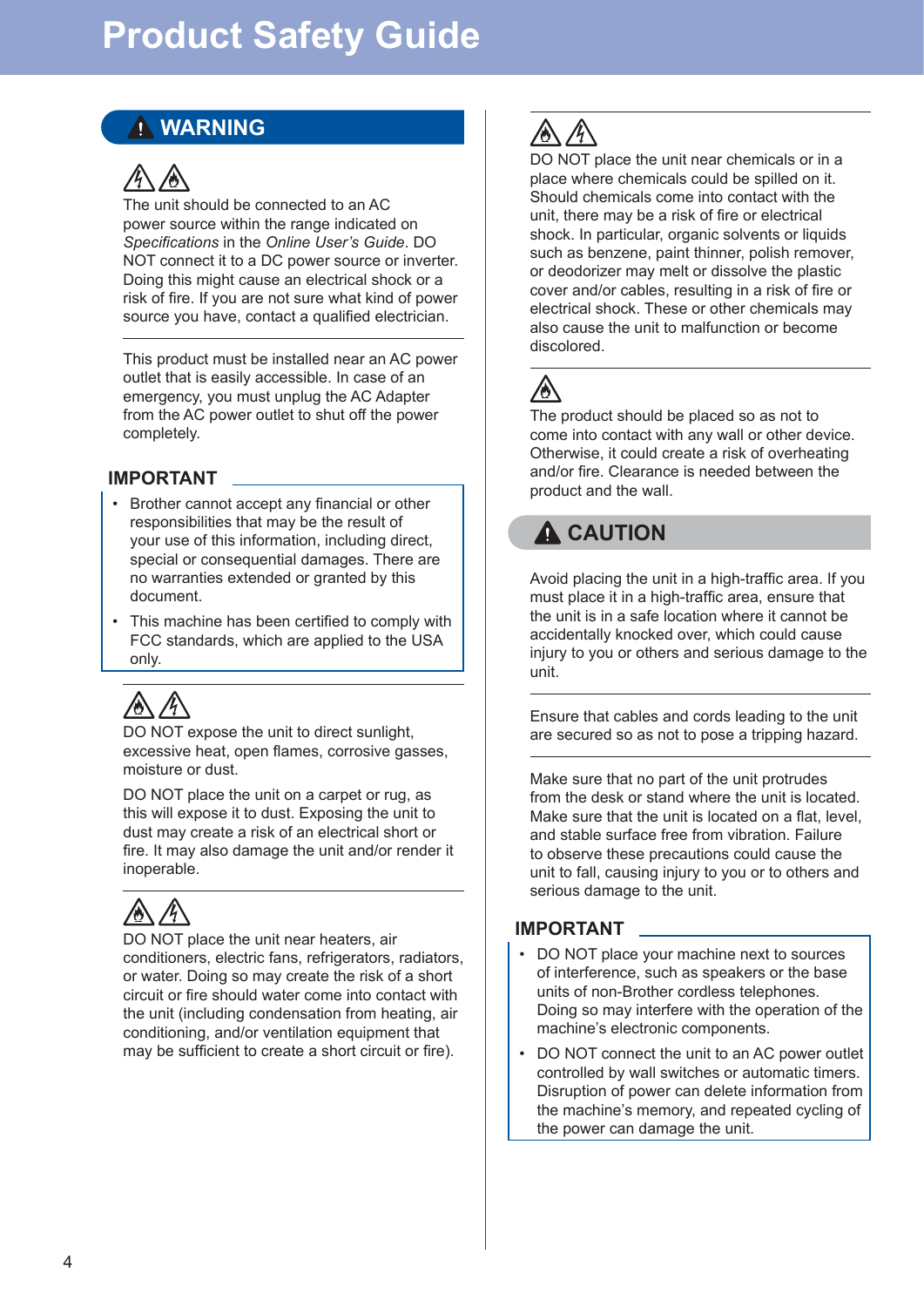# Product Safety Guide

## ⚠ WARNING

The unit should be connected to an AC power source within the range indicated on *Specifications* in the *Online User's Guide*. DO NOT connect it to a DC power source or inverter. Doing this might cause an electrical shock or a risk of fire. If you are not sure what kind of power source you have, contact a qualified electrician.

---

This product must be installed near an AC power outlet that is easily accessible. In case of an emergency, you must unplug the AC Adapter from the AC power outlet to shut off the power completely.

### IMPORTANT

- Brother cannot accept any financial or other responsibilities that may be the result of your use of this information, including direct, special or consequential damages. There are no warranties extended or granted by this document.
- This machine has been certified to comply with FCC standards, which are applied to the USA only.

---

DO NOT expose the unit to direct sunlight, excessive heat, open flames, corrosive gasses, moisture or dust.

DO NOT place the unit on a carpet or rug, as this will expose it to dust. Exposing the unit to dust may create a risk of an electrical short or fire. It may also damage the unit and/or render it inoperable.

---

DO NOT place the unit near heaters, air conditioners, electric fans, refrigerators, radiators, or water. Doing so may create the risk of a short circuit or fire should water come into contact with the unit (including condensation from heating, air conditioning, and/or ventilation equipment that may be sufficient to create a short circuit or fire).

---

DO NOT place the unit near chemicals or in a place where chemicals could be spilled on it. Should chemicals come into contact with the unit, there may be a risk of fire or electrical shock. In particular, organic solvents or liquids such as benzene, paint thinner, polish remover, or deodorizer may melt or dissolve the plastic cover and/or cables, resulting in a risk of fire or electrical shock. These or other chemicals may also cause the unit to malfunction or become discolored.

---

The product should be placed so as not to come into contact with any wall or other device. Otherwise, it could create a risk of overheating and/or fire. Clearance is needed between the product and the wall.

## ⚠ CAUTION

Avoid placing the unit in a high-traffic area. If you must place it in a high-traffic area, ensure that the unit is in a safe location where it cannot be accidentally knocked over, which could cause injury to you or others and serious damage to the unit.

---

Ensure that cables and cords leading to the unit are secured so as not to pose a tripping hazard.

---

Make sure that no part of the unit protrudes from the desk or stand where the unit is located. Make sure that the unit is located on a flat, level, and stable surface free from vibration. Failure to observe these precautions could cause the unit to fall, causing injury to you or to others and serious damage to the unit.

### IMPORTANT

- DO NOT place your machine next to sources of interference, such as speakers or the base units of non-Brother cordless telephones. Doing so may interfere with the operation of the machine's electronic components.
- DO NOT connect the unit to an AC power outlet controlled by wall switches or automatic timers. Disruption of power can delete information from the machine's memory, and repeated cycling of the power can damage the unit.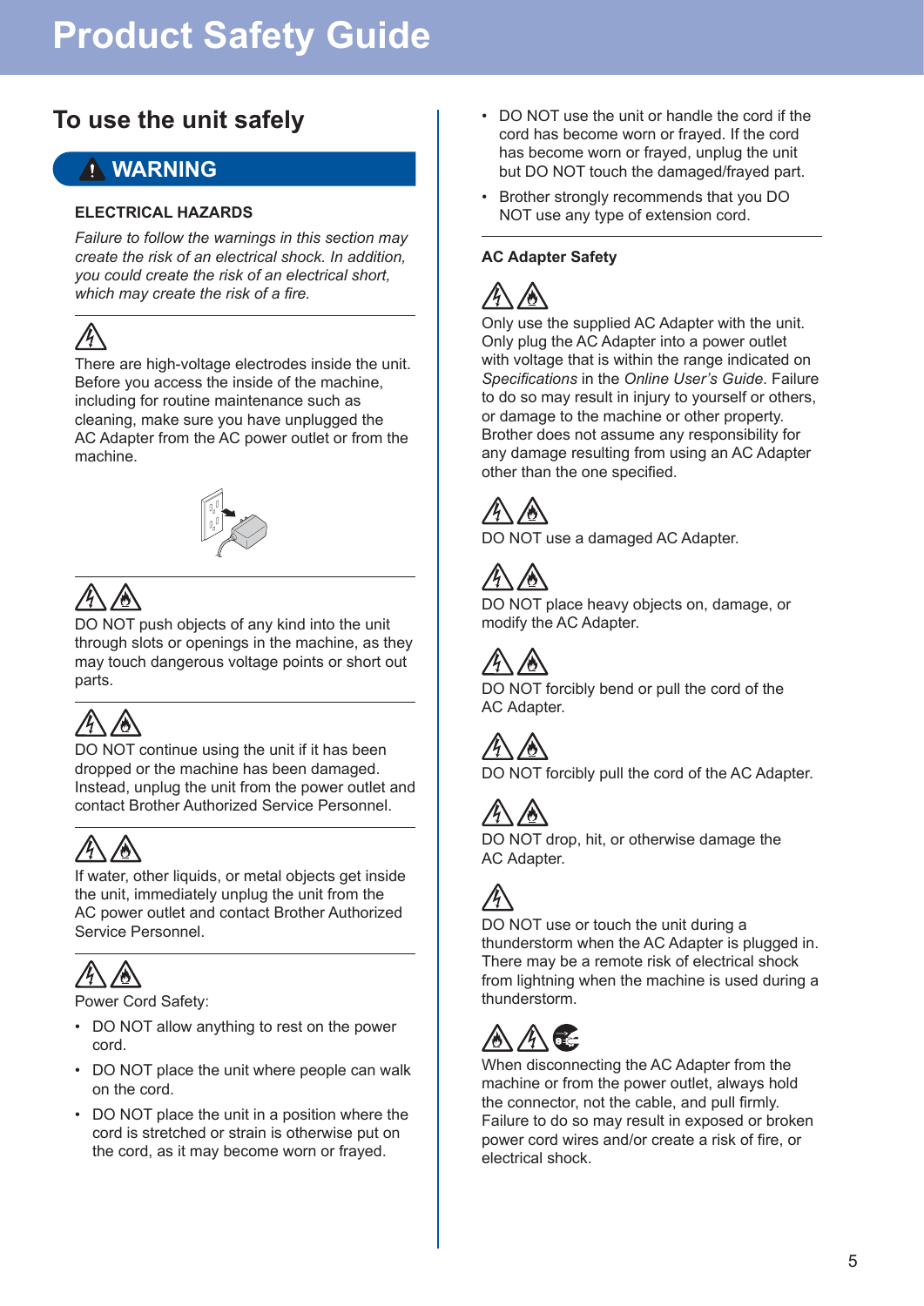# Product Safety Guide

## To use the unit safely

### WARNING

#### ELECTRICAL HAZARDS

*Failure to follow the warnings in this section may create the risk of an electrical shock. In addition, you could create the risk of an electrical short, which may create the risk of a fire.*

---

There are high-voltage electrodes inside the unit. Before you access the inside of the machine, including for routine maintenance such as cleaning, make sure you have unplugged the AC Adapter from the AC power outlet or from the machine.

---

DO NOT push objects of any kind into the unit through slots or openings in the machine, as they may touch dangerous voltage points or short out parts.

---

DO NOT continue using the unit if it has been dropped or the machine has been damaged. Instead, unplug the unit from the power outlet and contact Brother Authorized Service Personnel.

---

If water, other liquids, or metal objects get inside the unit, immediately unplug the unit from the AC power outlet and contact Brother Authorized Service Personnel.

---

Power Cord Safety:

- DO NOT allow anything to rest on the power cord.
- DO NOT place the unit where people can walk on the cord.
- DO NOT place the unit in a position where the cord is stretched or strain is otherwise put on the cord, as it may become worn or frayed.
- DO NOT use the unit or handle the cord if the cord has become worn or frayed. If the cord has become worn or frayed, unplug the unit but DO NOT touch the damaged/frayed part.
- Brother strongly recommends that you DO NOT use any type of extension cord.

---

#### AC Adapter Safety

Only use the supplied AC Adapter with the unit. Only plug the AC Adapter into a power outlet with voltage that is within the range indicated on *Specifications* in the *Online User's Guide*. Failure to do so may result in injury to yourself or others, or damage to the machine or other property. Brother does not assume any responsibility for any damage resulting from using an AC Adapter other than the one specified.

DO NOT use a damaged AC Adapter.

DO NOT place heavy objects on, damage, or modify the AC Adapter.

DO NOT forcibly bend or pull the cord of the AC Adapter.

DO NOT forcibly pull the cord of the AC Adapter.

DO NOT drop, hit, or otherwise damage the AC Adapter.

DO NOT use or touch the unit during a thunderstorm when the AC Adapter is plugged in. There may be a remote risk of electrical shock from lightning when the machine is used during a thunderstorm.

When disconnecting the AC Adapter from the machine or from the power outlet, always hold the connector, not the cable, and pull firmly. Failure to do so may result in exposed or broken power cord wires and/or create a risk of fire, or electrical shock.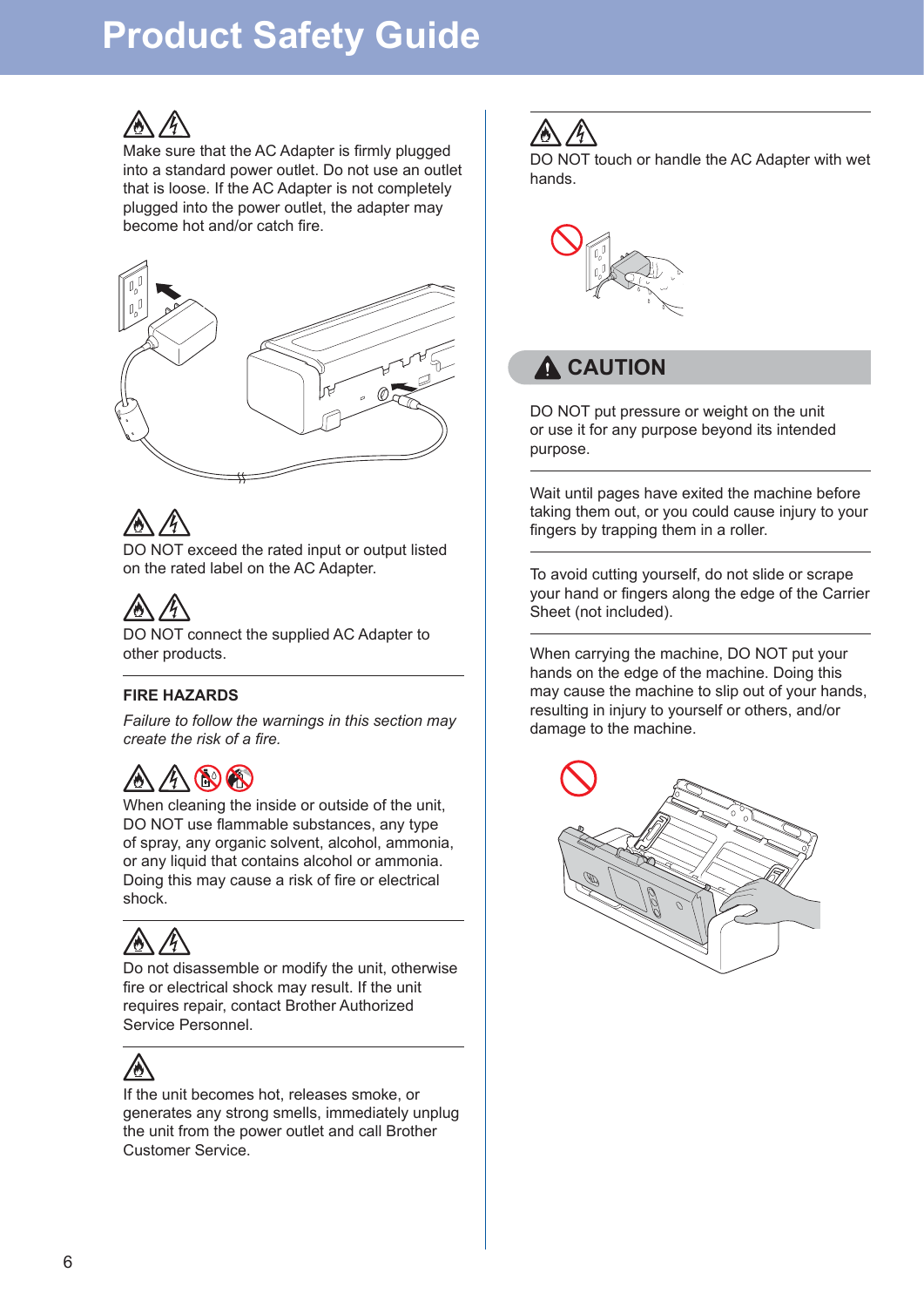# Product Safety Guide

Make sure that the AC Adapter is firmly plugged into a standard power outlet. Do not use an outlet that is loose. If the AC Adapter is not completely plugged into the power outlet, the adapter may become hot and/or catch fire.

DO NOT exceed the rated input or output listed on the rated label on the AC Adapter.

DO NOT connect the supplied AC Adapter to other products.

---

**FIRE HAZARDS**

*Failure to follow the warnings in this section may create the risk of a fire.*

When cleaning the inside or outside of the unit, DO NOT use flammable substances, any type of spray, any organic solvent, alcohol, ammonia, or any liquid that contains alcohol or ammonia. Doing this may cause a risk of fire or electrical shock.

---

Do not disassemble or modify the unit, otherwise fire or electrical shock may result. If the unit requires repair, contact Brother Authorized Service Personnel.

---

If the unit becomes hot, releases smoke, or generates any strong smells, immediately unplug the unit from the power outlet and call Brother Customer Service.

---

DO NOT touch or handle the AC Adapter with wet hands.

## CAUTION

DO NOT put pressure or weight on the unit or use it for any purpose beyond its intended purpose.

---

Wait until pages have exited the machine before taking them out, or you could cause injury to your fingers by trapping them in a roller.

---

To avoid cutting yourself, do not slide or scrape your hand or fingers along the edge of the Carrier Sheet (not included).

---

When carrying the machine, DO NOT put your hands on the edge of the machine. Doing this may cause the machine to slip out of your hands, resulting in injury to yourself or others, and/or damage to the machine.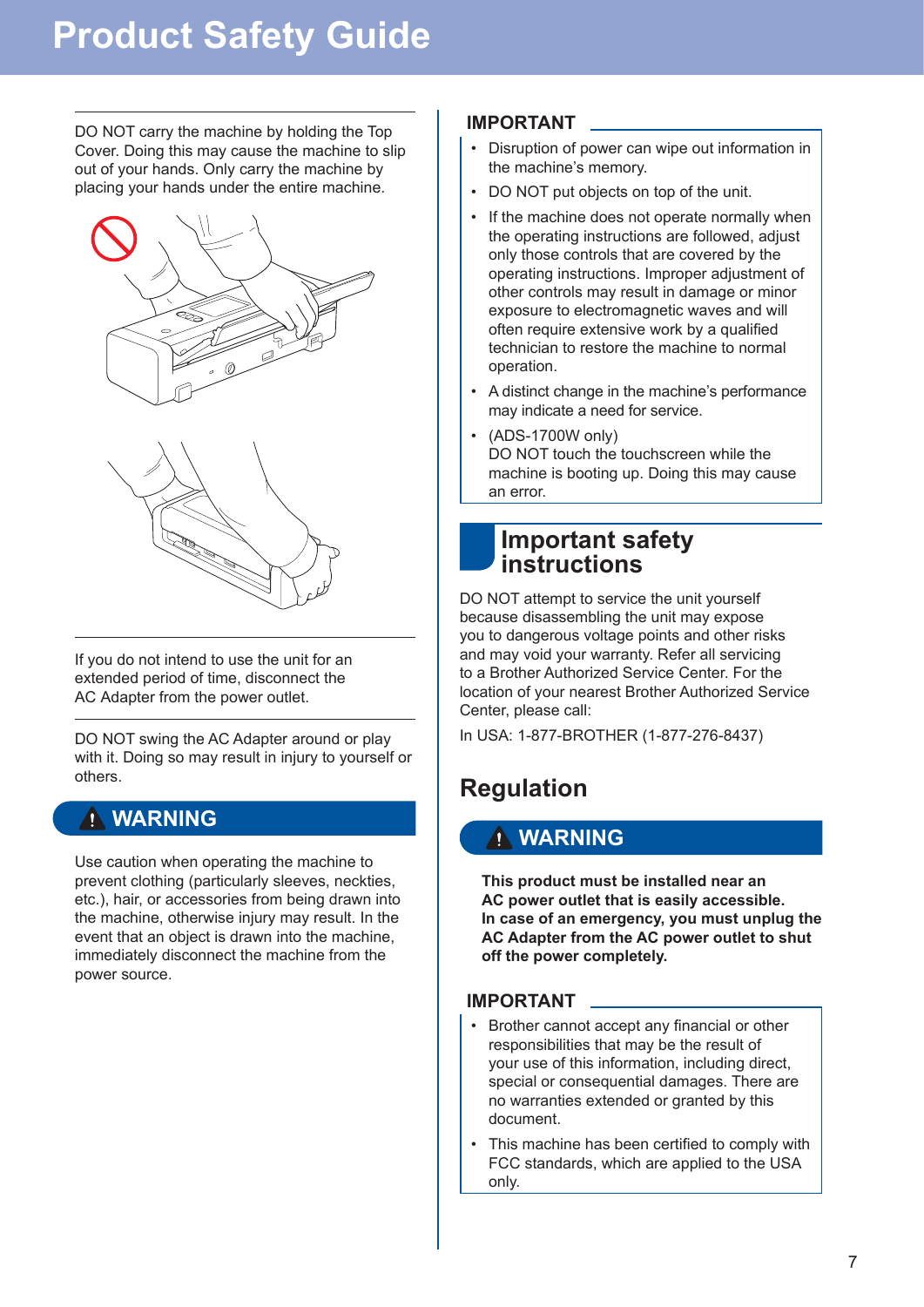# Product Safety Guide

DO NOT carry the machine by holding the Top Cover. Doing this may cause the machine to slip out of your hands. Only carry the machine by placing your hands under the entire machine.

If you do not intend to use the unit for an extended period of time, disconnect the AC Adapter from the power outlet.

DO NOT swing the AC Adapter around or play with it. Doing so may result in injury to yourself or others.

### ⚠ WARNING

Use caution when operating the machine to prevent clothing (particularly sleeves, neckties, etc.), hair, or accessories from being drawn into the machine, otherwise injury may result. In the event that an object is drawn into the machine, immediately disconnect the machine from the power source.

### IMPORTANT

- Disruption of power can wipe out information in the machine's memory.
- DO NOT put objects on top of the unit.
- If the machine does not operate normally when the operating instructions are followed, adjust only those controls that are covered by the operating instructions. Improper adjustment of other controls may result in damage or minor exposure to electromagnetic waves and will often require extensive work by a qualified technician to restore the machine to normal operation.
- A distinct change in the machine's performance may indicate a need for service.
- (ADS-1700W only)
  DO NOT touch the touchscreen while the machine is booting up. Doing this may cause an error.

## Important safety instructions

DO NOT attempt to service the unit yourself because disassembling the unit may expose you to dangerous voltage points and other risks and may void your warranty. Refer all servicing to a Brother Authorized Service Center. For the location of your nearest Brother Authorized Service Center, please call:

In USA: 1-877-BROTHER (1-877-276-8437)

## Regulation

### ⚠ WARNING

**This product must be installed near an AC power outlet that is easily accessible. In case of an emergency, you must unplug the AC Adapter from the AC power outlet to shut off the power completely.**

### IMPORTANT

- Brother cannot accept any financial or other responsibilities that may be the result of your use of this information, including direct, special or consequential damages. There are no warranties extended or granted by this document.
- This machine has been certified to comply with FCC standards, which are applied to the USA only.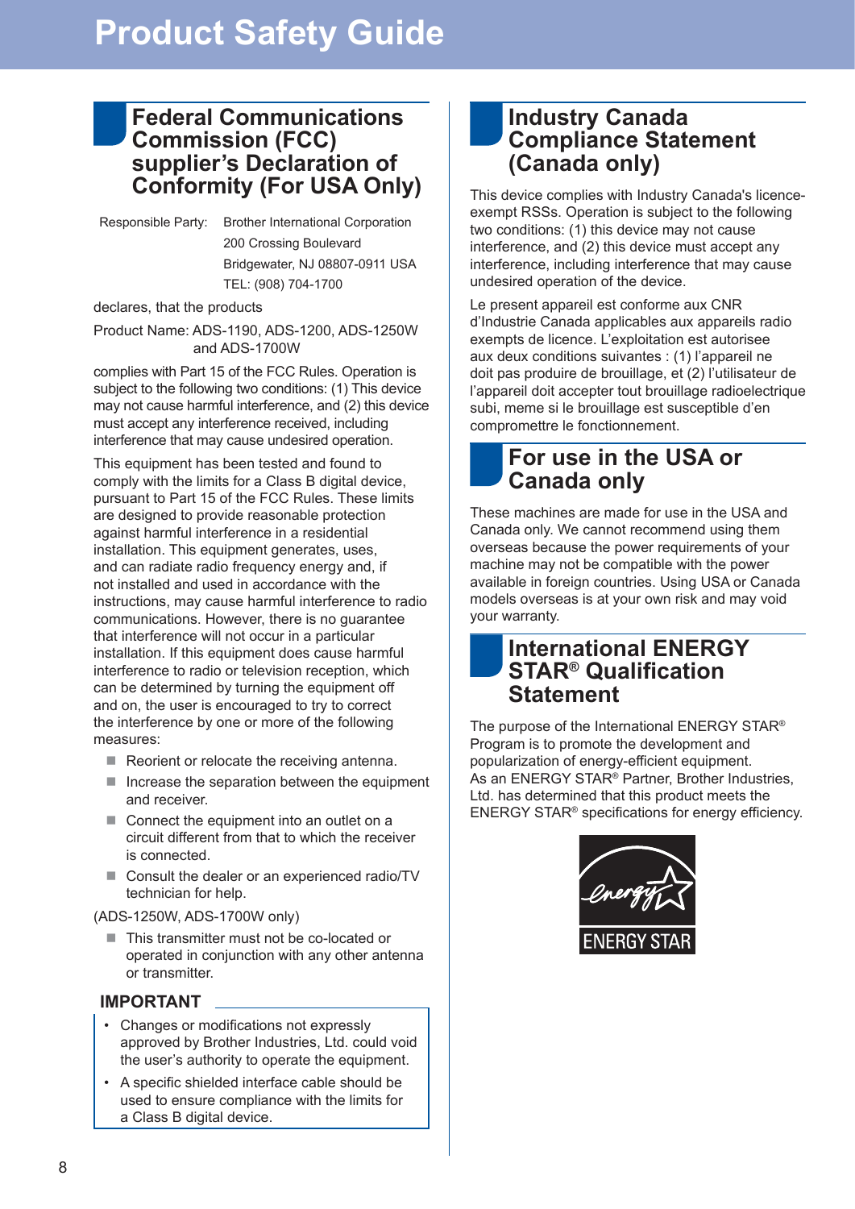# Product Safety Guide

## Federal Communications Commission (FCC) supplier's Declaration of Conformity (For USA Only)

Responsible Party: Brother International Corporation
200 Crossing Boulevard
Bridgewater, NJ 08807-0911 USA
TEL: (908) 704-1700

declares, that the products

Product Name: ADS-1190, ADS-1200, ADS-1250W and ADS-1700W

complies with Part 15 of the FCC Rules. Operation is subject to the following two conditions: (1) This device may not cause harmful interference, and (2) this device must accept any interference received, including interference that may cause undesired operation.

This equipment has been tested and found to comply with the limits for a Class B digital device, pursuant to Part 15 of the FCC Rules. These limits are designed to provide reasonable protection against harmful interference in a residential installation. This equipment generates, uses, and can radiate radio frequency energy and, if not installed and used in accordance with the instructions, may cause harmful interference to radio communications. However, there is no guarantee that interference will not occur in a particular installation. If this equipment does cause harmful interference to radio or television reception, which can be determined by turning the equipment off and on, the user is encouraged to try to correct the interference by one or more of the following measures:

- Reorient or relocate the receiving antenna.
- Increase the separation between the equipment and receiver.
- Connect the equipment into an outlet on a circuit different from that to which the receiver is connected.
- Consult the dealer or an experienced radio/TV technician for help.

(ADS-1250W, ADS-1700W only)

- This transmitter must not be co-located or operated in conjunction with any other antenna or transmitter.

### IMPORTANT

- Changes or modifications not expressly approved by Brother Industries, Ltd. could void the user's authority to operate the equipment.
- A specific shielded interface cable should be used to ensure compliance with the limits for a Class B digital device.

## Industry Canada Compliance Statement (Canada only)

This device complies with Industry Canada's licence-exempt RSSs. Operation is subject to the following two conditions: (1) this device may not cause interference, and (2) this device must accept any interference, including interference that may cause undesired operation of the device.

Le present appareil est conforme aux CNR d'Industrie Canada applicables aux appareils radio exempts de licence. L'exploitation est autorisee aux deux conditions suivantes : (1) l'appareil ne doit pas produire de brouillage, et (2) l'utilisateur de l'appareil doit accepter tout brouillage radioelectrique subi, meme si le brouillage est susceptible d'en compromettre le fonctionnement.

## For use in the USA or Canada only

These machines are made for use in the USA and Canada only. We cannot recommend using them overseas because the power requirements of your machine may not be compatible with the power available in foreign countries. Using USA or Canada models overseas is at your own risk and may void your warranty.

## International ENERGY STAR® Qualification Statement

The purpose of the International ENERGY STAR® Program is to promote the development and popularization of energy-efficient equipment.
As an ENERGY STAR® Partner, Brother Industries, Ltd. has determined that this product meets the ENERGY STAR® specifications for energy efficiency.

ENERGY STAR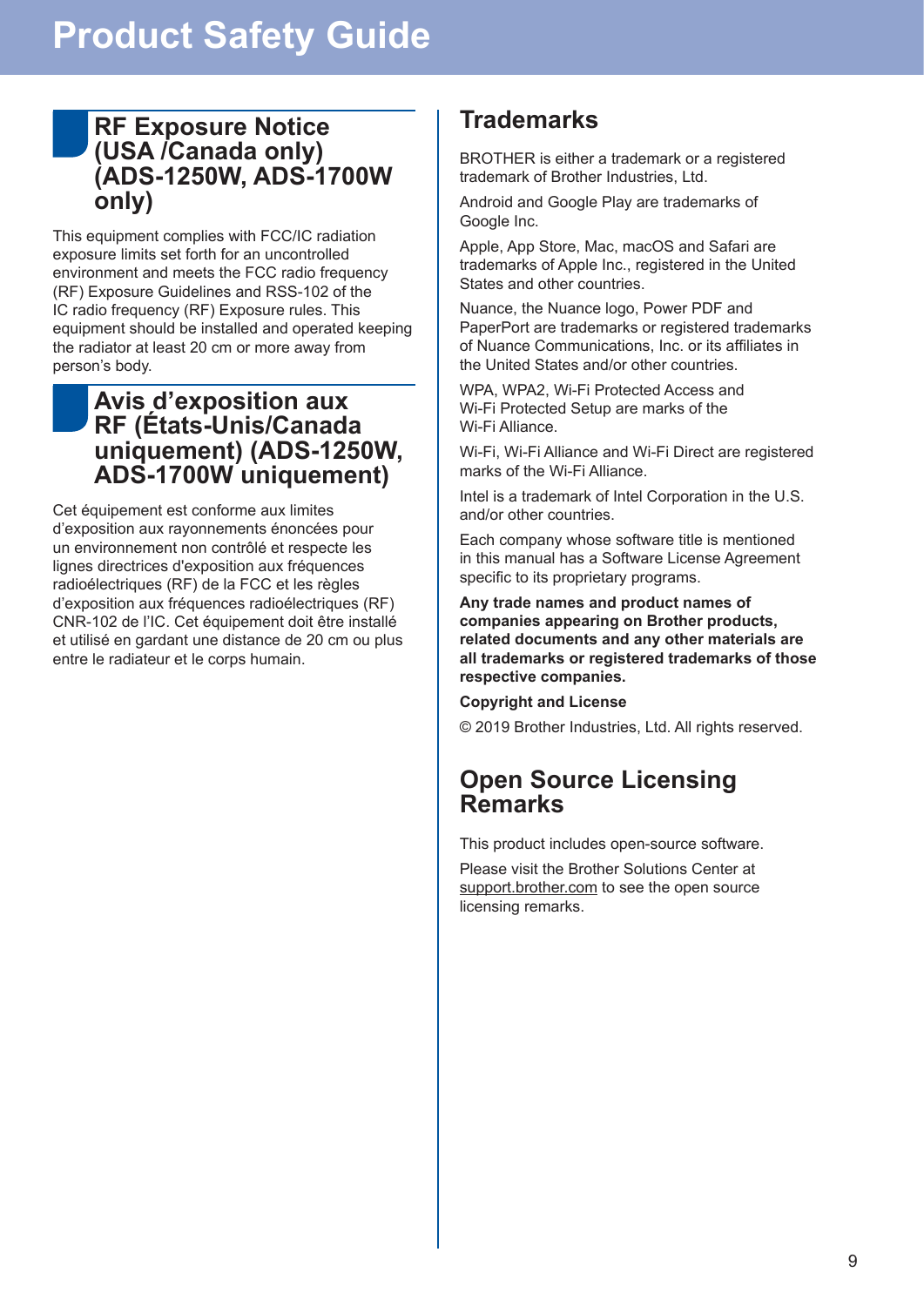# Product Safety Guide

## RF Exposure Notice (USA /Canada only) (ADS-1250W, ADS-1700W only)

This equipment complies with FCC/IC radiation exposure limits set forth for an uncontrolled environment and meets the FCC radio frequency (RF) Exposure Guidelines and RSS-102 of the IC radio frequency (RF) Exposure rules. This equipment should be installed and operated keeping the radiator at least 20 cm or more away from person's body.

## Avis d'exposition aux RF (États-Unis/Canada uniquement) (ADS-1250W, ADS-1700W uniquement)

Cet équipement est conforme aux limites d'exposition aux rayonnements énoncées pour un environnement non contrôlé et respecte les lignes directrices d'exposition aux fréquences radioélectriques (RF) de la FCC et les règles d'exposition aux fréquences radioélectriques (RF) CNR-102 de l'IC. Cet équipement doit être installé et utilisé en gardant une distance de 20 cm ou plus entre le radiateur et le corps humain.

## Trademarks

BROTHER is either a trademark or a registered trademark of Brother Industries, Ltd.

Android and Google Play are trademarks of Google Inc.

Apple, App Store, Mac, macOS and Safari are trademarks of Apple Inc., registered in the United States and other countries.

Nuance, the Nuance logo, Power PDF and PaperPort are trademarks or registered trademarks of Nuance Communications, Inc. or its affiliates in the United States and/or other countries.

WPA, WPA2, Wi-Fi Protected Access and Wi-Fi Protected Setup are marks of the Wi-Fi Alliance.

Wi-Fi, Wi-Fi Alliance and Wi-Fi Direct are registered marks of the Wi-Fi Alliance.

Intel is a trademark of Intel Corporation in the U.S. and/or other countries.

Each company whose software title is mentioned in this manual has a Software License Agreement specific to its proprietary programs.

**Any trade names and product names of companies appearing on Brother products, related documents and any other materials are all trademarks or registered trademarks of those respective companies.**

**Copyright and License**

© 2019 Brother Industries, Ltd. All rights reserved.

## Open Source Licensing Remarks

This product includes open-source software.

Please visit the Brother Solutions Center at support.brother.com to see the open source licensing remarks.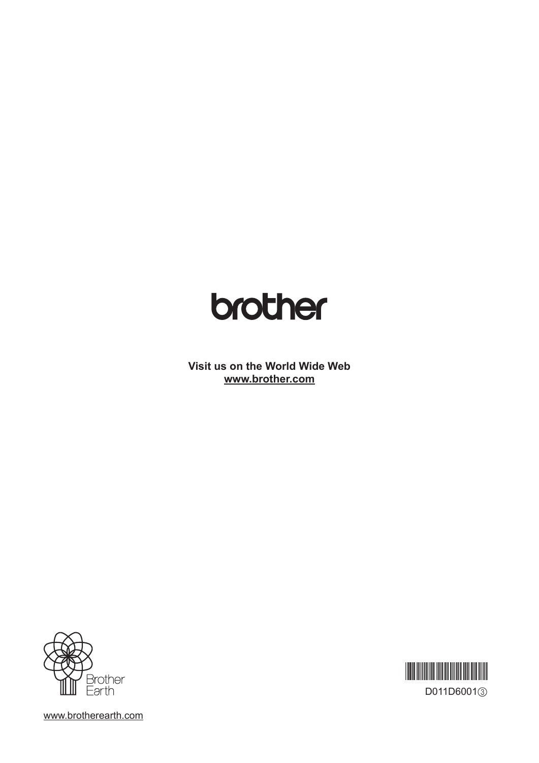brother

**Visit us on the World Wide Web**
**www.brother.com**

Brother Earth

www.brotherearth.com

D011D6001③